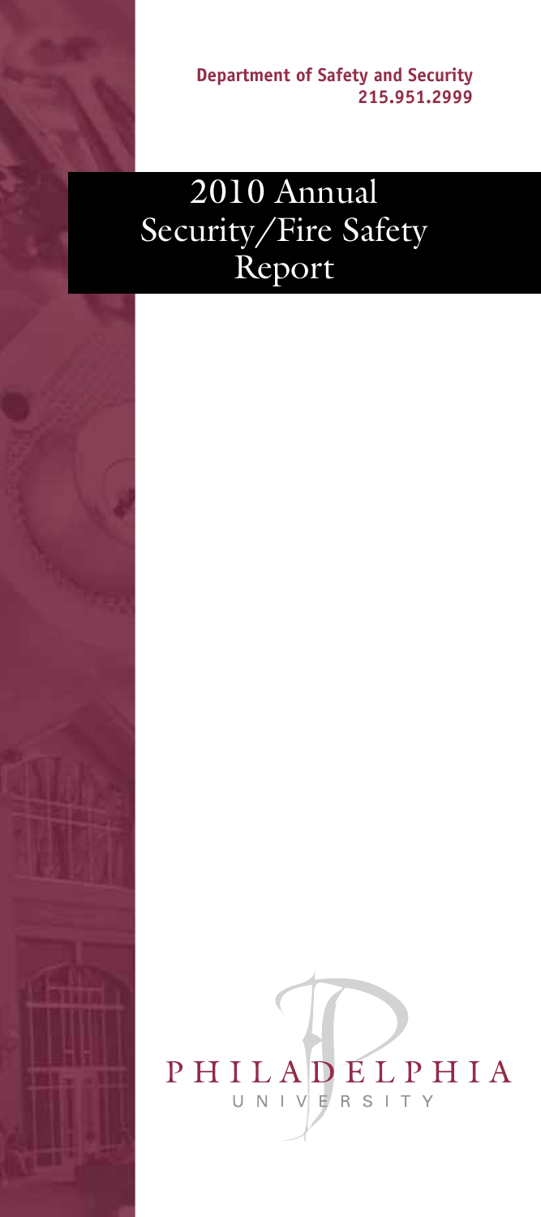**Department of Safety and Security**
**215.951.2999**

# 2010 Annual Security/Fire Safety Report

PHILADELPHIA
UNIVERSITY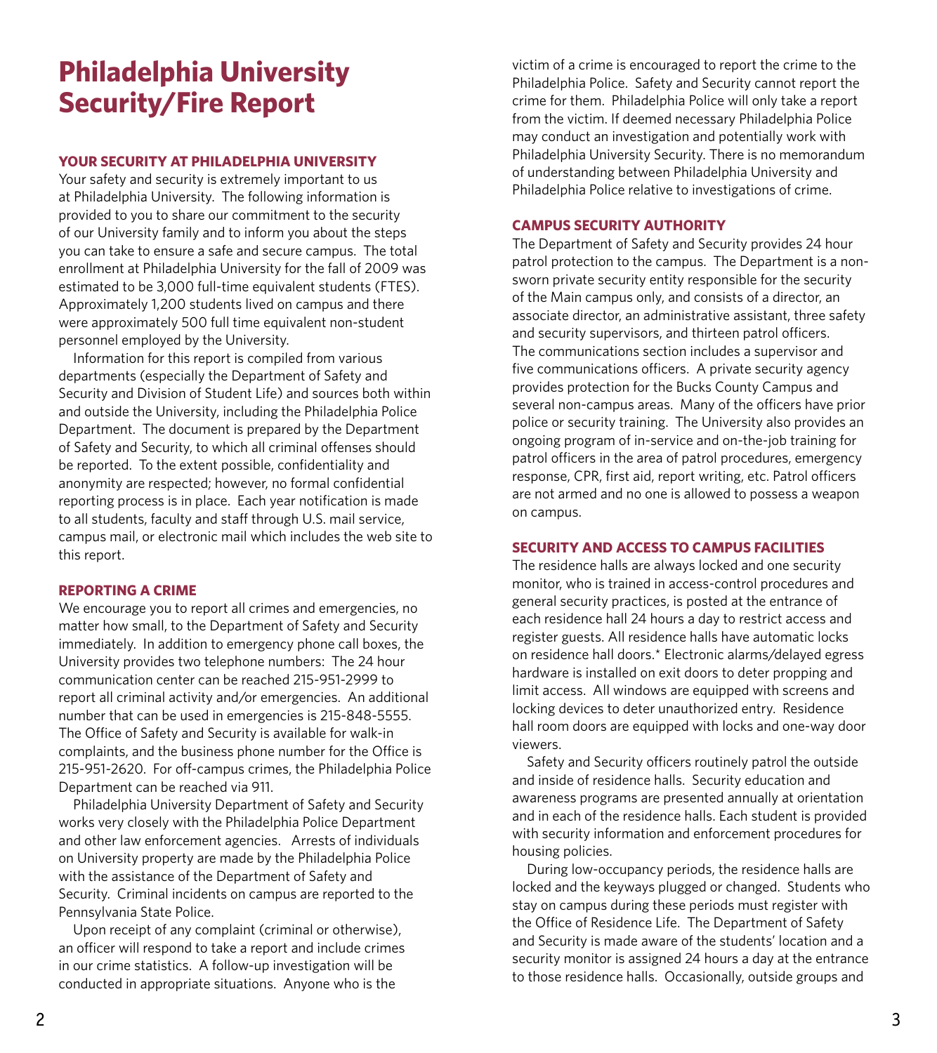# Philadelphia University Security/Fire Report

### YOUR SECURITY AT PHILADELPHIA UNIVERSITY

Your safety and security is extremely important to us at Philadelphia University. The following information is provided to you to share our commitment to the security of our University family and to inform you about the steps you can take to ensure a safe and secure campus. The total enrollment at Philadelphia University for the fall of 2009 was estimated to be 3,000 full-time equivalent students (FTES). Approximately 1,200 students lived on campus and there were approximately 500 full time equivalent non-student personnel employed by the University.

Information for this report is compiled from various departments (especially the Department of Safety and Security and Division of Student Life) and sources both within and outside the University, including the Philadelphia Police Department. The document is prepared by the Department of Safety and Security, to which all criminal offenses should be reported. To the extent possible, confidentiality and anonymity are respected; however, no formal confidential reporting process is in place. Each year notification is made to all students, faculty and staff through U.S. mail service, campus mail, or electronic mail which includes the web site to this report.

### REPORTING A CRIME

We encourage you to report all crimes and emergencies, no matter how small, to the Department of Safety and Security immediately. In addition to emergency phone call boxes, the University provides two telephone numbers: The 24 hour communication center can be reached 215-951-2999 to report all criminal activity and/or emergencies. An additional number that can be used in emergencies is 215-848-5555. The Office of Safety and Security is available for walk-in complaints, and the business phone number for the Office is 215-951-2620. For off-campus crimes, the Philadelphia Police Department can be reached via 911.

Philadelphia University Department of Safety and Security works very closely with the Philadelphia Police Department and other law enforcement agencies. Arrests of individuals on University property are made by the Philadelphia Police with the assistance of the Department of Safety and Security. Criminal incidents on campus are reported to the Pennsylvania State Police.

Upon receipt of any complaint (criminal or otherwise), an officer will respond to take a report and include crimes in our crime statistics. A follow-up investigation will be conducted in appropriate situations. Anyone who is the victim of a crime is encouraged to report the crime to the Philadelphia Police. Safety and Security cannot report the crime for them. Philadelphia Police will only take a report from the victim. If deemed necessary Philadelphia Police may conduct an investigation and potentially work with Philadelphia University Security. There is no memorandum of understanding between Philadelphia University and Philadelphia Police relative to investigations of crime.

### CAMPUS SECURITY AUTHORITY

The Department of Safety and Security provides 24 hour patrol protection to the campus. The Department is a non-sworn private security entity responsible for the security of the Main campus only, and consists of a director, an associate director, an administrative assistant, three safety and security supervisors, and thirteen patrol officers. The communications section includes a supervisor and five communications officers. A private security agency provides protection for the Bucks County Campus and several non-campus areas. Many of the officers have prior police or security training. The University also provides an ongoing program of in-service and on-the-job training for patrol officers in the area of patrol procedures, emergency response, CPR, first aid, report writing, etc. Patrol officers are not armed and no one is allowed to possess a weapon on campus.

### SECURITY AND ACCESS TO CAMPUS FACILITIES

The residence halls are always locked and one security monitor, who is trained in access-control procedures and general security practices, is posted at the entrance of each residence hall 24 hours a day to restrict access and register guests. All residence halls have automatic locks on residence hall doors.* Electronic alarms/delayed egress hardware is installed on exit doors to deter propping and limit access. All windows are equipped with screens and locking devices to deter unauthorized entry. Residence hall room doors are equipped with locks and one-way door viewers.

Safety and Security officers routinely patrol the outside and inside of residence halls. Security education and awareness programs are presented annually at orientation and in each of the residence halls. Each student is provided with security information and enforcement procedures for housing policies.

During low-occupancy periods, the residence halls are locked and the keyways plugged or changed. Students who stay on campus during these periods must register with the Office of Residence Life. The Department of Safety and Security is made aware of the students' location and a security monitor is assigned 24 hours a day at the entrance to those residence halls. Occasionally, outside groups and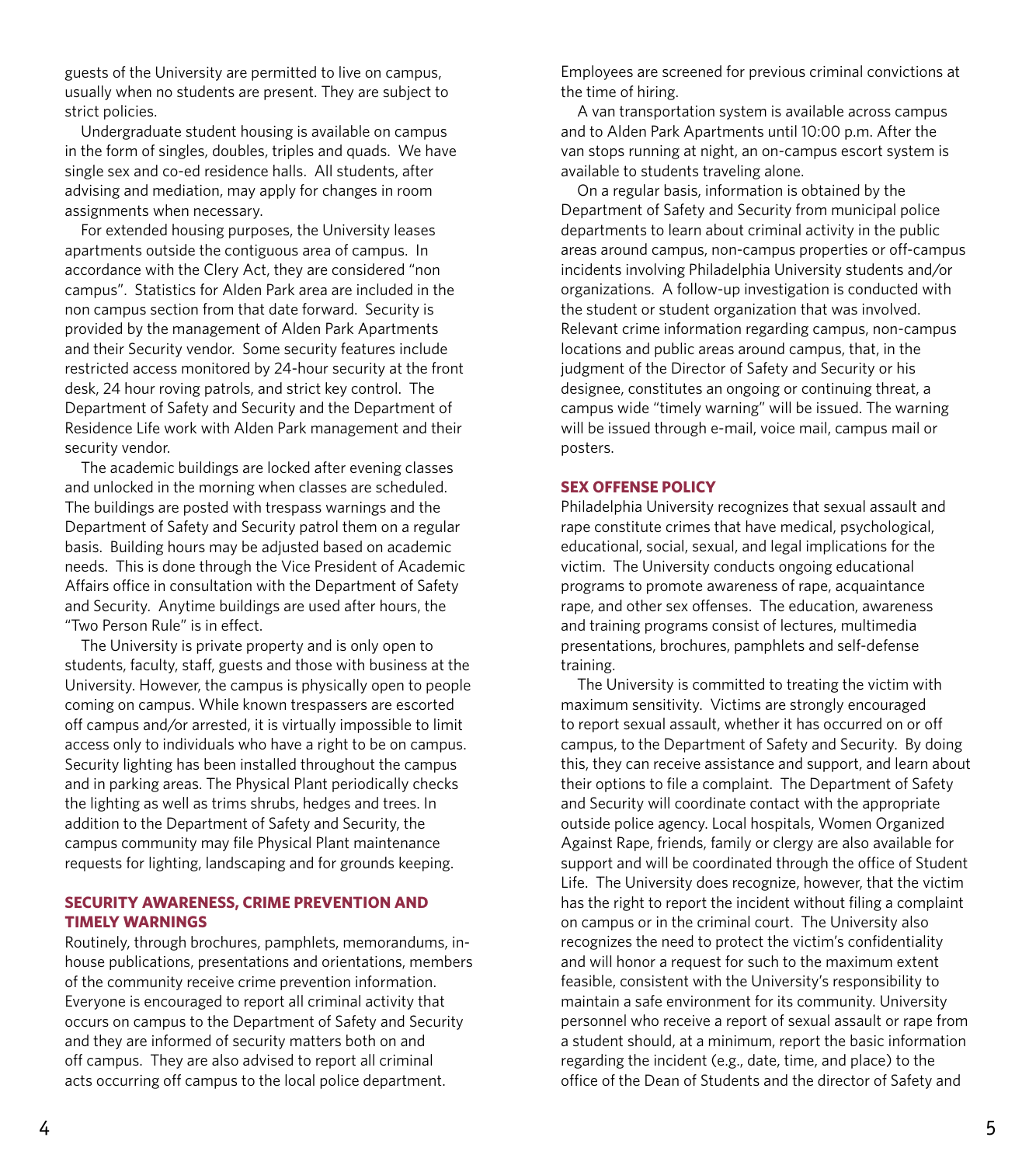guests of the University are permitted to live on campus, usually when no students are present. They are subject to strict policies.

Undergraduate student housing is available on campus in the form of singles, doubles, triples and quads. We have single sex and co-ed residence halls. All students, after advising and mediation, may apply for changes in room assignments when necessary.

For extended housing purposes, the University leases apartments outside the contiguous area of campus. In accordance with the Clery Act, they are considered "non campus". Statistics for Alden Park area are included in the non campus section from that date forward. Security is provided by the management of Alden Park Apartments and their Security vendor. Some security features include restricted access monitored by 24-hour security at the front desk, 24 hour roving patrols, and strict key control. The Department of Safety and Security and the Department of Residence Life work with Alden Park management and their security vendor.

The academic buildings are locked after evening classes and unlocked in the morning when classes are scheduled. The buildings are posted with trespass warnings and the Department of Safety and Security patrol them on a regular basis. Building hours may be adjusted based on academic needs. This is done through the Vice President of Academic Affairs office in consultation with the Department of Safety and Security. Anytime buildings are used after hours, the "Two Person Rule" is in effect.

The University is private property and is only open to students, faculty, staff, guests and those with business at the University. However, the campus is physically open to people coming on campus. While known trespassers are escorted off campus and/or arrested, it is virtually impossible to limit access only to individuals who have a right to be on campus. Security lighting has been installed throughout the campus and in parking areas. The Physical Plant periodically checks the lighting as well as trims shrubs, hedges and trees. In addition to the Department of Safety and Security, the campus community may file Physical Plant maintenance requests for lighting, landscaping and for grounds keeping.

## SECURITY AWARENESS, CRIME PREVENTION AND TIMELY WARNINGS

Routinely, through brochures, pamphlets, memorandums, in-house publications, presentations and orientations, members of the community receive crime prevention information. Everyone is encouraged to report all criminal activity that occurs on campus to the Department of Safety and Security and they are informed of security matters both on and off campus. They are also advised to report all criminal acts occurring off campus to the local police department. Employees are screened for previous criminal convictions at the time of hiring.

A van transportation system is available across campus and to Alden Park Apartments until 10:00 p.m. After the van stops running at night, an on-campus escort system is available to students traveling alone.

On a regular basis, information is obtained by the Department of Safety and Security from municipal police departments to learn about criminal activity in the public areas around campus, non-campus properties or off-campus incidents involving Philadelphia University students and/or organizations. A follow-up investigation is conducted with the student or student organization that was involved. Relevant crime information regarding campus, non-campus locations and public areas around campus, that, in the judgment of the Director of Safety and Security or his designee, constitutes an ongoing or continuing threat, a campus wide "timely warning" will be issued. The warning will be issued through e-mail, voice mail, campus mail or posters.

## SEX OFFENSE POLICY

Philadelphia University recognizes that sexual assault and rape constitute crimes that have medical, psychological, educational, social, sexual, and legal implications for the victim. The University conducts ongoing educational programs to promote awareness of rape, acquaintance rape, and other sex offenses. The education, awareness and training programs consist of lectures, multimedia presentations, brochures, pamphlets and self-defense training.

The University is committed to treating the victim with maximum sensitivity. Victims are strongly encouraged to report sexual assault, whether it has occurred on or off campus, to the Department of Safety and Security. By doing this, they can receive assistance and support, and learn about their options to file a complaint. The Department of Safety and Security will coordinate contact with the appropriate outside police agency. Local hospitals, Women Organized Against Rape, friends, family or clergy are also available for support and will be coordinated through the office of Student Life. The University does recognize, however, that the victim has the right to report the incident without filing a complaint on campus or in the criminal court. The University also recognizes the need to protect the victim's confidentiality and will honor a request for such to the maximum extent feasible, consistent with the University's responsibility to maintain a safe environment for its community. University personnel who receive a report of sexual assault or rape from a student should, at a minimum, report the basic information regarding the incident (e.g., date, time, and place) to the office of the Dean of Students and the director of Safety and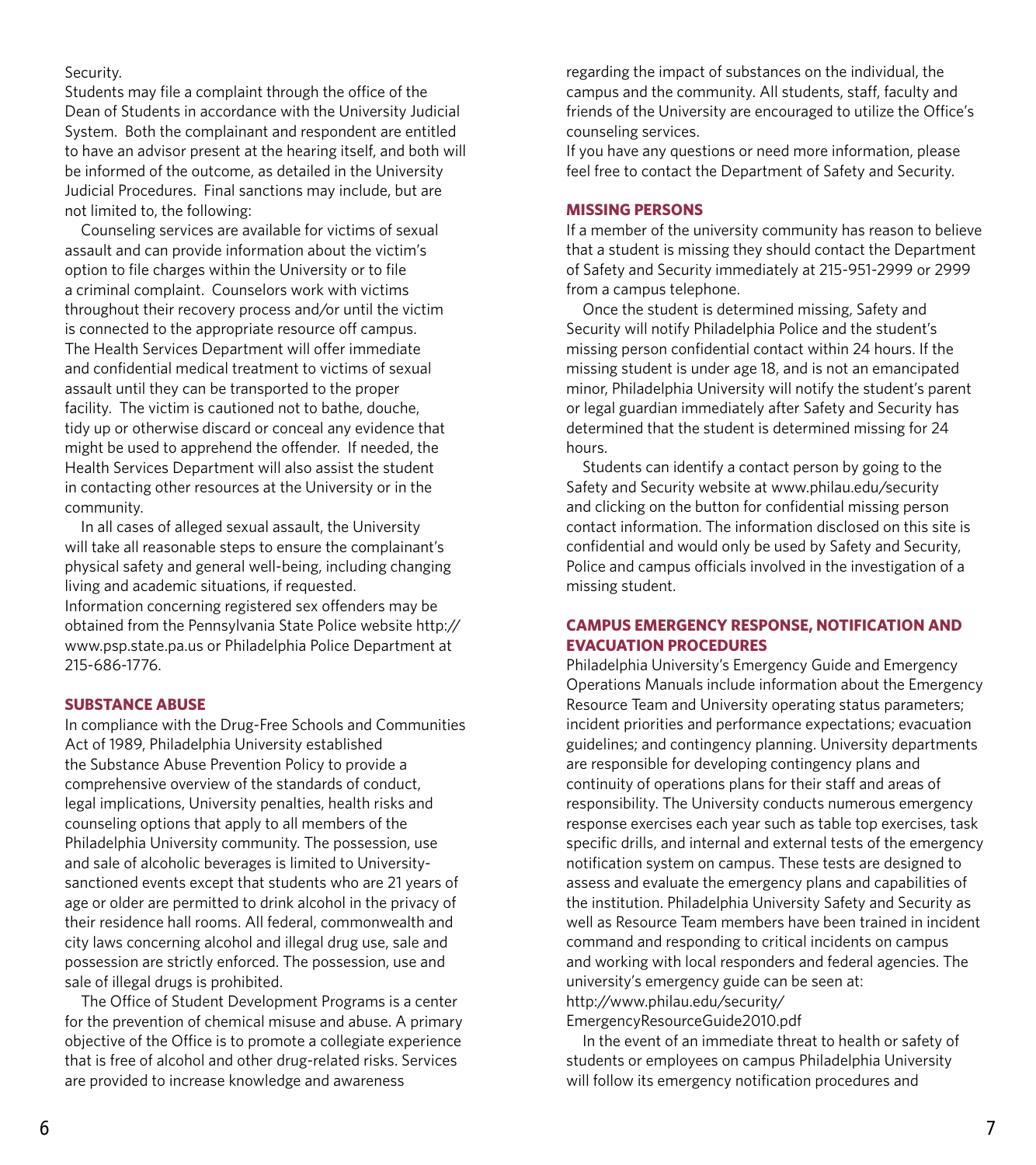Security.

Students may file a complaint through the office of the Dean of Students in accordance with the University Judicial System. Both the complainant and respondent are entitled to have an advisor present at the hearing itself, and both will be informed of the outcome, as detailed in the University Judicial Procedures. Final sanctions may include, but are not limited to, the following:

Counseling services are available for victims of sexual assault and can provide information about the victim's option to file charges within the University or to file a criminal complaint. Counselors work with victims throughout their recovery process and/or until the victim is connected to the appropriate resource off campus. The Health Services Department will offer immediate and confidential medical treatment to victims of sexual assault until they can be transported to the proper facility. The victim is cautioned not to bathe, douche, tidy up or otherwise discard or conceal any evidence that might be used to apprehend the offender. If needed, the Health Services Department will also assist the student in contacting other resources at the University or in the community.

In all cases of alleged sexual assault, the University will take all reasonable steps to ensure the complainant's physical safety and general well-being, including changing living and academic situations, if requested.

Information concerning registered sex offenders may be obtained from the Pennsylvania State Police website http://www.psp.state.pa.us or Philadelphia Police Department at 215-686-1776.

## SUBSTANCE ABUSE

In compliance with the Drug-Free Schools and Communities Act of 1989, Philadelphia University established the Substance Abuse Prevention Policy to provide a comprehensive overview of the standards of conduct, legal implications, University penalties, health risks and counseling options that apply to all members of the Philadelphia University community. The possession, use and sale of alcoholic beverages is limited to University-sanctioned events except that students who are 21 years of age or older are permitted to drink alcohol in the privacy of their residence hall rooms. All federal, commonwealth and city laws concerning alcohol and illegal drug use, sale and possession are strictly enforced. The possession, use and sale of illegal drugs is prohibited.

The Office of Student Development Programs is a center for the prevention of chemical misuse and abuse. A primary objective of the Office is to promote a collegiate experience that is free of alcohol and other drug-related risks. Services are provided to increase knowledge and awareness regarding the impact of substances on the individual, the campus and the community. All students, staff, faculty and friends of the University are encouraged to utilize the Office's counseling services.

If you have any questions or need more information, please feel free to contact the Department of Safety and Security.

## MISSING PERSONS

If a member of the university community has reason to believe that a student is missing they should contact the Department of Safety and Security immediately at 215-951-2999 or 2999 from a campus telephone.

Once the student is determined missing, Safety and Security will notify Philadelphia Police and the student's missing person confidential contact within 24 hours. If the missing student is under age 18, and is not an emancipated minor, Philadelphia University will notify the student's parent or legal guardian immediately after Safety and Security has determined that the student is determined missing for 24 hours.

Students can identify a contact person by going to the Safety and Security website at www.philau.edu/security and clicking on the button for confidential missing person contact information. The information disclosed on this site is confidential and would only be used by Safety and Security, Police and campus officials involved in the investigation of a missing student.

## CAMPUS EMERGENCY RESPONSE, NOTIFICATION AND EVACUATION PROCEDURES

Philadelphia University's Emergency Guide and Emergency Operations Manuals include information about the Emergency Resource Team and University operating status parameters; incident priorities and performance expectations; evacuation guidelines; and contingency planning. University departments are responsible for developing contingency plans and continuity of operations plans for their staff and areas of responsibility. The University conducts numerous emergency response exercises each year such as table top exercises, task specific drills, and internal and external tests of the emergency notification system on campus. These tests are designed to assess and evaluate the emergency plans and capabilities of the institution. Philadelphia University Safety and Security as well as Resource Team members have been trained in incident command and responding to critical incidents on campus and working with local responders and federal agencies. The university's emergency guide can be seen at: http://www.philau.edu/security/EmergencyResourceGuide2010.pdf

In the event of an immediate threat to health or safety of students or employees on campus Philadelphia University will follow its emergency notification procedures and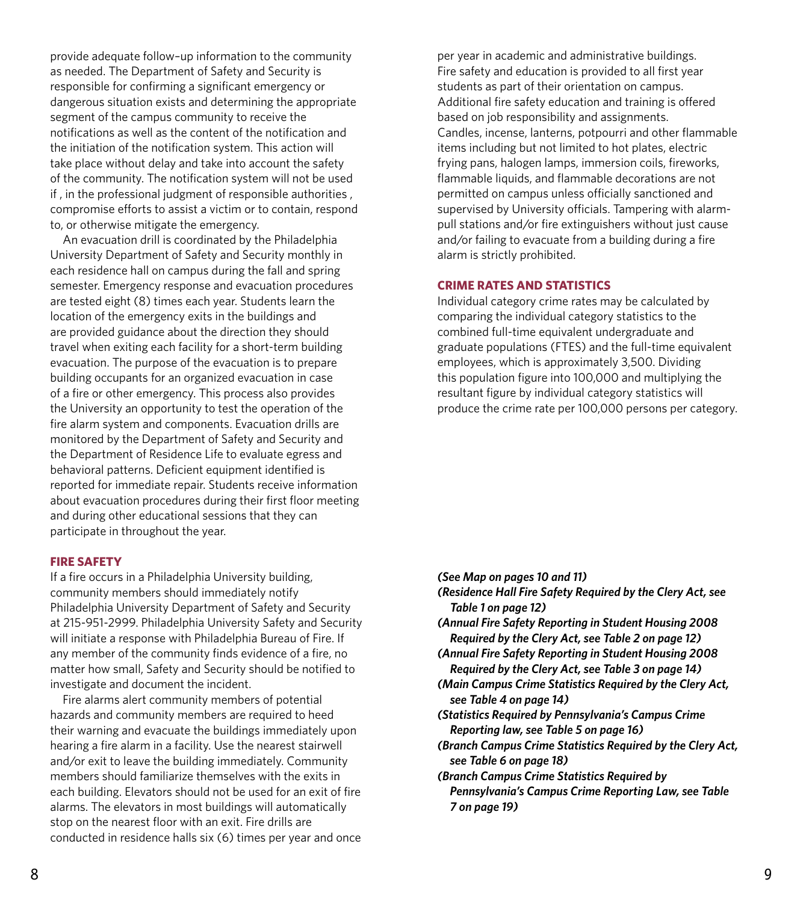provide adequate follow–up information to the community as needed. The Department of Safety and Security is responsible for confirming a significant emergency or dangerous situation exists and determining the appropriate segment of the campus community to receive the notifications as well as the content of the notification and the initiation of the notification system. This action will take place without delay and take into account the safety of the community. The notification system will not be used if , in the professional judgment of responsible authorities , compromise efforts to assist a victim or to contain, respond to, or otherwise mitigate the emergency.

An evacuation drill is coordinated by the Philadelphia University Department of Safety and Security monthly in each residence hall on campus during the fall and spring semester. Emergency response and evacuation procedures are tested eight (8) times each year. Students learn the location of the emergency exits in the buildings and are provided guidance about the direction they should travel when exiting each facility for a short-term building evacuation. The purpose of the evacuation is to prepare building occupants for an organized evacuation in case of a fire or other emergency. This process also provides the University an opportunity to test the operation of the fire alarm system and components. Evacuation drills are monitored by the Department of Safety and Security and the Department of Residence Life to evaluate egress and behavioral patterns. Deficient equipment identified is reported for immediate repair. Students receive information about evacuation procedures during their first floor meeting and during other educational sessions that they can participate in throughout the year.

## FIRE SAFETY

If a fire occurs in a Philadelphia University building, community members should immediately notify Philadelphia University Department of Safety and Security at 215-951-2999. Philadelphia University Safety and Security will initiate a response with Philadelphia Bureau of Fire. If any member of the community finds evidence of a fire, no matter how small, Safety and Security should be notified to investigate and document the incident.

Fire alarms alert community members of potential hazards and community members are required to heed their warning and evacuate the buildings immediately upon hearing a fire alarm in a facility. Use the nearest stairwell and/or exit to leave the building immediately. Community members should familiarize themselves with the exits in each building. Elevators should not be used for an exit of fire alarms. The elevators in most buildings will automatically stop on the nearest floor with an exit. Fire drills are conducted in residence halls six (6) times per year and once per year in academic and administrative buildings. Fire safety and education is provided to all first year students as part of their orientation on campus. Additional fire safety education and training is offered based on job responsibility and assignments. Candles, incense, lanterns, potpourri and other flammable items including but not limited to hot plates, electric frying pans, halogen lamps, immersion coils, fireworks, flammable liquids, and flammable decorations are not permitted on campus unless officially sanctioned and supervised by University officials. Tampering with alarm-pull stations and/or fire extinguishers without just cause and/or failing to evacuate from a building during a fire alarm is strictly prohibited.

## CRIME RATES AND STATISTICS

Individual category crime rates may be calculated by comparing the individual category statistics to the combined full-time equivalent undergraduate and graduate populations (FTES) and the full-time equivalent employees, which is approximately 3,500. Dividing this population figure into 100,000 and multiplying the resultant figure by individual category statistics will produce the crime rate per 100,000 persons per category.

***(See Map on pages 10 and 11)***

***(Residence Hall Fire Safety Required by the Clery Act, see Table 1 on page 12)***

***(Annual Fire Safety Reporting in Student Housing 2008 Required by the Clery Act, see Table 2 on page 12)***

***(Annual Fire Safety Reporting in Student Housing 2008 Required by the Clery Act, see Table 3 on page 14)***

***(Main Campus Crime Statistics Required by the Clery Act, see Table 4 on page 14)***

***(Statistics Required by Pennsylvania's Campus Crime Reporting law, see Table 5 on page 16)***

***(Branch Campus Crime Statistics Required by the Clery Act, see Table 6 on page 18)***

***(Branch Campus Crime Statistics Required by Pennsylvania's Campus Crime Reporting Law, see Table 7 on page 19)***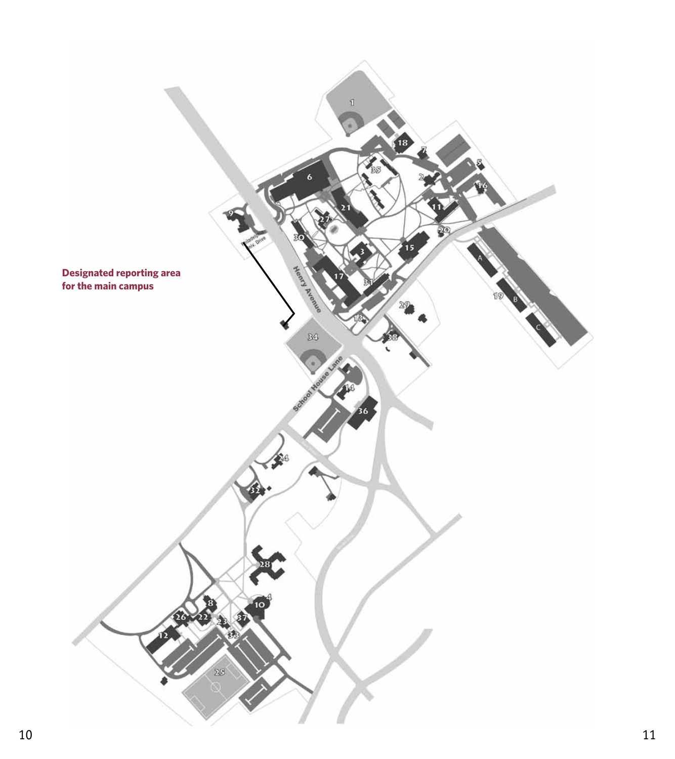**Designated reporting area for the main campus**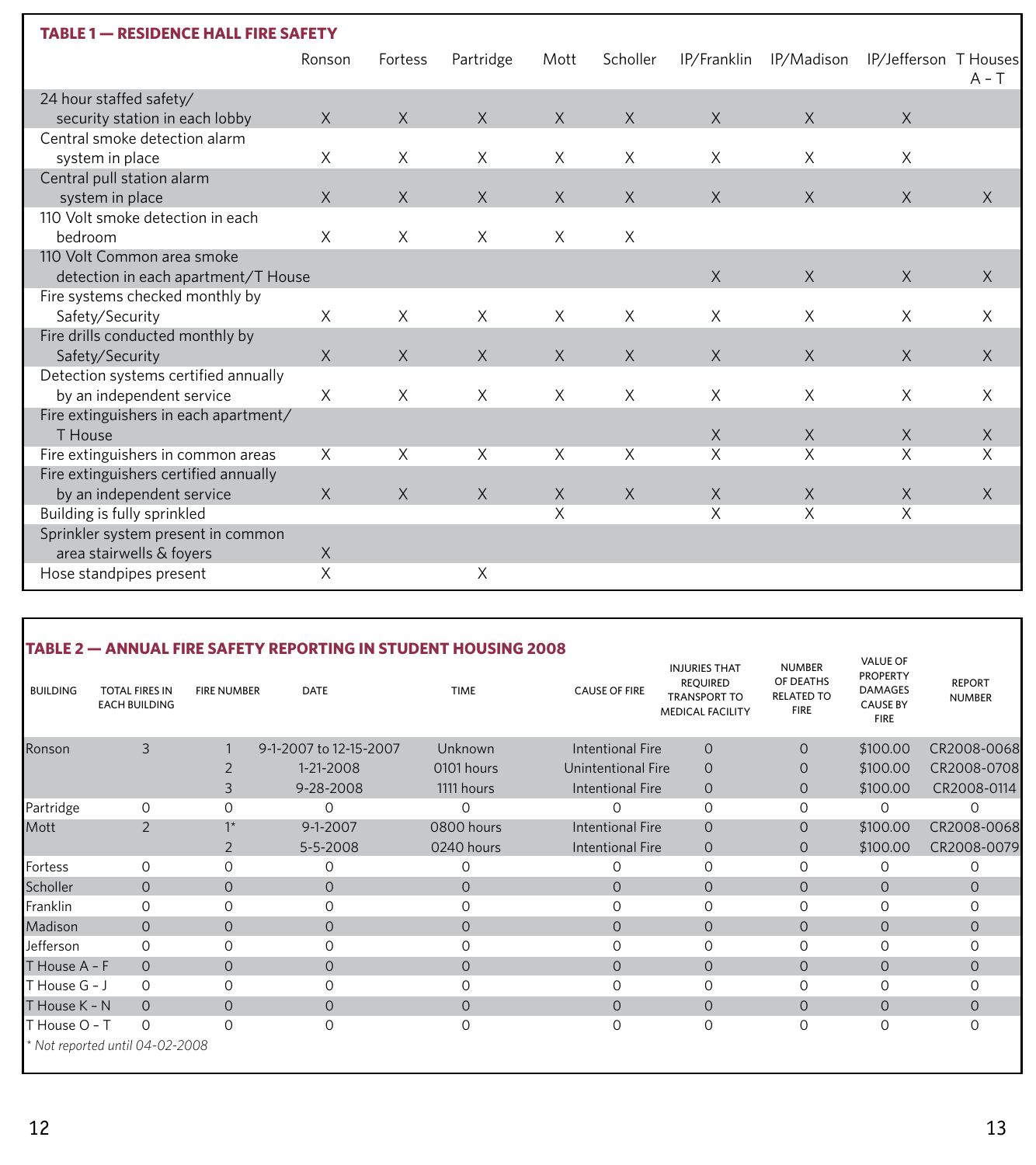**TABLE 1 — RESIDENCE HALL FIRE SAFETY**

| | Ronson | Fortess | Partridge | Mott | Scholler | IP/Franklin | IP/Madison | IP/Jefferson | T Houses A – T |
|---|---|---|---|---|---|---|---|---|---|
| 24 hour staffed safety/ security station in each lobby | X | X | X | X | X | X | X | X | |
| Central smoke detection alarm system in place | X | X | X | X | X | X | X | X | |
| Central pull station alarm system in place | X | X | X | X | X | X | X | X | X |
| 110 Volt smoke detection in each bedroom | X | X | X | X | X | | | | |
| 110 Volt Common area smoke detection in each apartment/T House | | | | | | X | X | X | X |
| Fire systems checked monthly by Safety/Security | X | X | X | X | X | X | X | X | X |
| Fire drills conducted monthly by Safety/Security | X | X | X | X | X | X | X | X | X |
| Detection systems certified annually by an independent service | X | X | X | X | X | X | X | X | X |
| Fire extinguishers in each apartment/ T House | | | | | | X | X | X | X |
| Fire extinguishers in common areas | X | X | X | X | X | X | X | X | X |
| Fire extinguishers certified annually by an independent service | X | X | X | X | X | X | X | X | X |
| Building is fully sprinkled | | | | X | | X | X | X | |
| Sprinkler system present in common area stairwells & foyers | X | | | | | | | | |
| Hose standpipes present | X | | X | | | | | | |

**TABLE 2 — ANNUAL FIRE SAFETY REPORTING IN STUDENT HOUSING 2008**

| BUILDING | TOTAL FIRES IN EACH BUILDING | FIRE NUMBER | DATE | TIME | CAUSE OF FIRE | INJURIES THAT REQUIRED TRANSPORT TO MEDICAL FACILITY | NUMBER OF DEATHS RELATED TO FIRE | VALUE OF PROPERTY DAMAGES CAUSE BY FIRE | REPORT NUMBER |
|---|---|---|---|---|---|---|---|---|---|
| Ronson | 3 | 1 | 9-1-2007 to 12-15-2007 | Unknown | Intentional Fire | 0 | 0 | $100.00 | CR2008-0068 |
| | | 2 | 1-21-2008 | 0101 hours | Unintentional Fire | 0 | 0 | $100.00 | CR2008-0708 |
| | | 3 | 9-28-2008 | 1111 hours | Intentional Fire | 0 | 0 | $100.00 | CR2008-0114 |
| Partridge | 0 | 0 | 0 | 0 | 0 | 0 | 0 | 0 | 0 |
| Mott | 2 | 1* | 9-1-2007 | 0800 hours | Intentional Fire | 0 | 0 | $100.00 | CR2008-0068 |
| | | 2 | 5-5-2008 | 0240 hours | Intentional Fire | 0 | 0 | $100.00 | CR2008-0079 |
| Fortess | 0 | 0 | 0 | 0 | 0 | 0 | 0 | 0 | 0 |
| Scholler | 0 | 0 | 0 | 0 | 0 | 0 | 0 | 0 | 0 |
| Franklin | 0 | 0 | 0 | 0 | 0 | 0 | 0 | 0 | 0 |
| Madison | 0 | 0 | 0 | 0 | 0 | 0 | 0 | 0 | 0 |
| Jefferson | 0 | 0 | 0 | 0 | 0 | 0 | 0 | 0 | 0 |
| T House A – F | 0 | 0 | 0 | 0 | 0 | 0 | 0 | 0 | 0 |
| T House G – J | 0 | 0 | 0 | 0 | 0 | 0 | 0 | 0 | 0 |
| T House K – N | 0 | 0 | 0 | 0 | 0 | 0 | 0 | 0 | 0 |
| T House O – T | 0 | 0 | 0 | 0 | 0 | 0 | 0 | 0 | 0 |

*\* Not reported until 04-02-2008*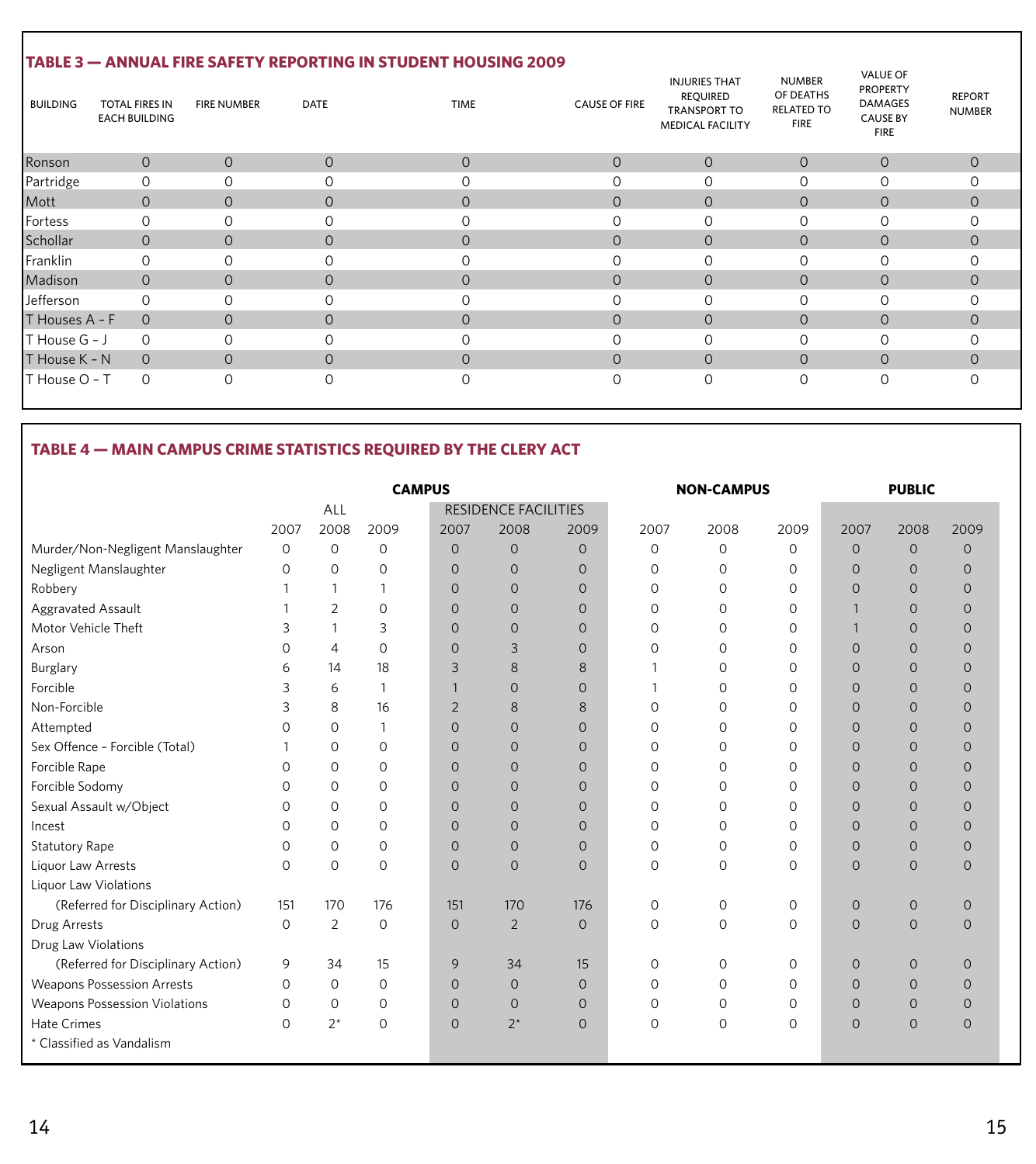## TABLE 3 — ANNUAL FIRE SAFETY REPORTING IN STUDENT HOUSING 2009

| BUILDING | TOTAL FIRES IN EACH BUILDING | FIRE NUMBER | DATE | TIME | CAUSE OF FIRE | INJURIES THAT REQUIRED TRANSPORT TO MEDICAL FACILITY | NUMBER OF DEATHS RELATED TO FIRE | VALUE OF PROPERTY DAMAGES CAUSE BY FIRE | REPORT NUMBER |
|---|---|---|---|---|---|---|---|---|---|
| Ronson | 0 | 0 | 0 | 0 | 0 | 0 | 0 | 0 | 0 |
| Partridge | 0 | 0 | 0 | 0 | 0 | 0 | 0 | 0 | 0 |
| Mott | 0 | 0 | 0 | 0 | 0 | 0 | 0 | 0 | 0 |
| Fortess | 0 | 0 | 0 | 0 | 0 | 0 | 0 | 0 | 0 |
| Schollar | 0 | 0 | 0 | 0 | 0 | 0 | 0 | 0 | 0 |
| Franklin | 0 | 0 | 0 | 0 | 0 | 0 | 0 | 0 | 0 |
| Madison | 0 | 0 | 0 | 0 | 0 | 0 | 0 | 0 | 0 |
| Jefferson | 0 | 0 | 0 | 0 | 0 | 0 | 0 | 0 | 0 |
| T Houses A – F | 0 | 0 | 0 | 0 | 0 | 0 | 0 | 0 | 0 |
| T House G – J | 0 | 0 | 0 | 0 | 0 | 0 | 0 | 0 | 0 |
| T House K – N | 0 | 0 | 0 | 0 | 0 | 0 | 0 | 0 | 0 |
| T House O – T | 0 | 0 | 0 | 0 | 0 | 0 | 0 | 0 | 0 |

## TABLE 4 — MAIN CAMPUS CRIME STATISTICS REQUIRED BY THE CLERY ACT

| | CAMPUS | | | | | | NON-CAMPUS | | | PUBLIC | | |
|---|---|---|---|---|---|---|---|---|---|---|---|---|
| | ALL | | | RESIDENCE FACILITIES | | | | | | | | |
| | 2007 | 2008 | 2009 | 2007 | 2008 | 2009 | 2007 | 2008 | 2009 | 2007 | 2008 | 2009 |
| Murder/Non-Negligent Manslaughter | 0 | 0 | 0 | 0 | 0 | 0 | 0 | 0 | 0 | 0 | 0 | 0 |
| Negligent Manslaughter | 0 | 0 | 0 | 0 | 0 | 0 | 0 | 0 | 0 | 0 | 0 | 0 |
| Robbery | 1 | 1 | 1 | 0 | 0 | 0 | 0 | 0 | 0 | 0 | 0 | 0 |
| Aggravated Assault | 1 | 2 | 0 | 0 | 0 | 0 | 0 | 0 | 0 | 1 | 0 | 0 |
| Motor Vehicle Theft | 3 | 1 | 3 | 0 | 0 | 0 | 0 | 0 | 0 | 1 | 0 | 0 |
| Arson | 0 | 4 | 0 | 0 | 3 | 0 | 0 | 0 | 0 | 0 | 0 | 0 |
| Burglary | 6 | 14 | 18 | 3 | 8 | 8 | 1 | 0 | 0 | 0 | 0 | 0 |
| Forcible | 3 | 6 | 1 | 1 | 0 | 0 | 1 | 0 | 0 | 0 | 0 | 0 |
| Non-Forcible | 3 | 8 | 16 | 2 | 8 | 8 | 0 | 0 | 0 | 0 | 0 | 0 |
| Attempted | 0 | 0 | 1 | 0 | 0 | 0 | 0 | 0 | 0 | 0 | 0 | 0 |
| Sex Offence – Forcible (Total) | 1 | 0 | 0 | 0 | 0 | 0 | 0 | 0 | 0 | 0 | 0 | 0 |
| Forcible Rape | 0 | 0 | 0 | 0 | 0 | 0 | 0 | 0 | 0 | 0 | 0 | 0 |
| Forcible Sodomy | 0 | 0 | 0 | 0 | 0 | 0 | 0 | 0 | 0 | 0 | 0 | 0 |
| Sexual Assault w/Object | 0 | 0 | 0 | 0 | 0 | 0 | 0 | 0 | 0 | 0 | 0 | 0 |
| Incest | 0 | 0 | 0 | 0 | 0 | 0 | 0 | 0 | 0 | 0 | 0 | 0 |
| Statutory Rape | 0 | 0 | 0 | 0 | 0 | 0 | 0 | 0 | 0 | 0 | 0 | 0 |
| Liquor Law Arrests | 0 | 0 | 0 | 0 | 0 | 0 | 0 | 0 | 0 | 0 | 0 | 0 |
| Liquor Law Violations (Referred for Disciplinary Action) | 151 | 170 | 176 | 151 | 170 | 176 | 0 | 0 | 0 | 0 | 0 | 0 |
| Drug Arrests | 0 | 2 | 0 | 0 | 2 | 0 | 0 | 0 | 0 | 0 | 0 | 0 |
| Drug Law Violations (Referred for Disciplinary Action) | 9 | 34 | 15 | 9 | 34 | 15 | 0 | 0 | 0 | 0 | 0 | 0 |
| Weapons Possession Arrests | 0 | 0 | 0 | 0 | 0 | 0 | 0 | 0 | 0 | 0 | 0 | 0 |
| Weapons Possession Violations | 0 | 0 | 0 | 0 | 0 | 0 | 0 | 0 | 0 | 0 | 0 | 0 |
| Hate Crimes | 0 | 2* | 0 | 0 | 2* | 0 | 0 | 0 | 0 | 0 | 0 | 0 |

* Classified as Vandalism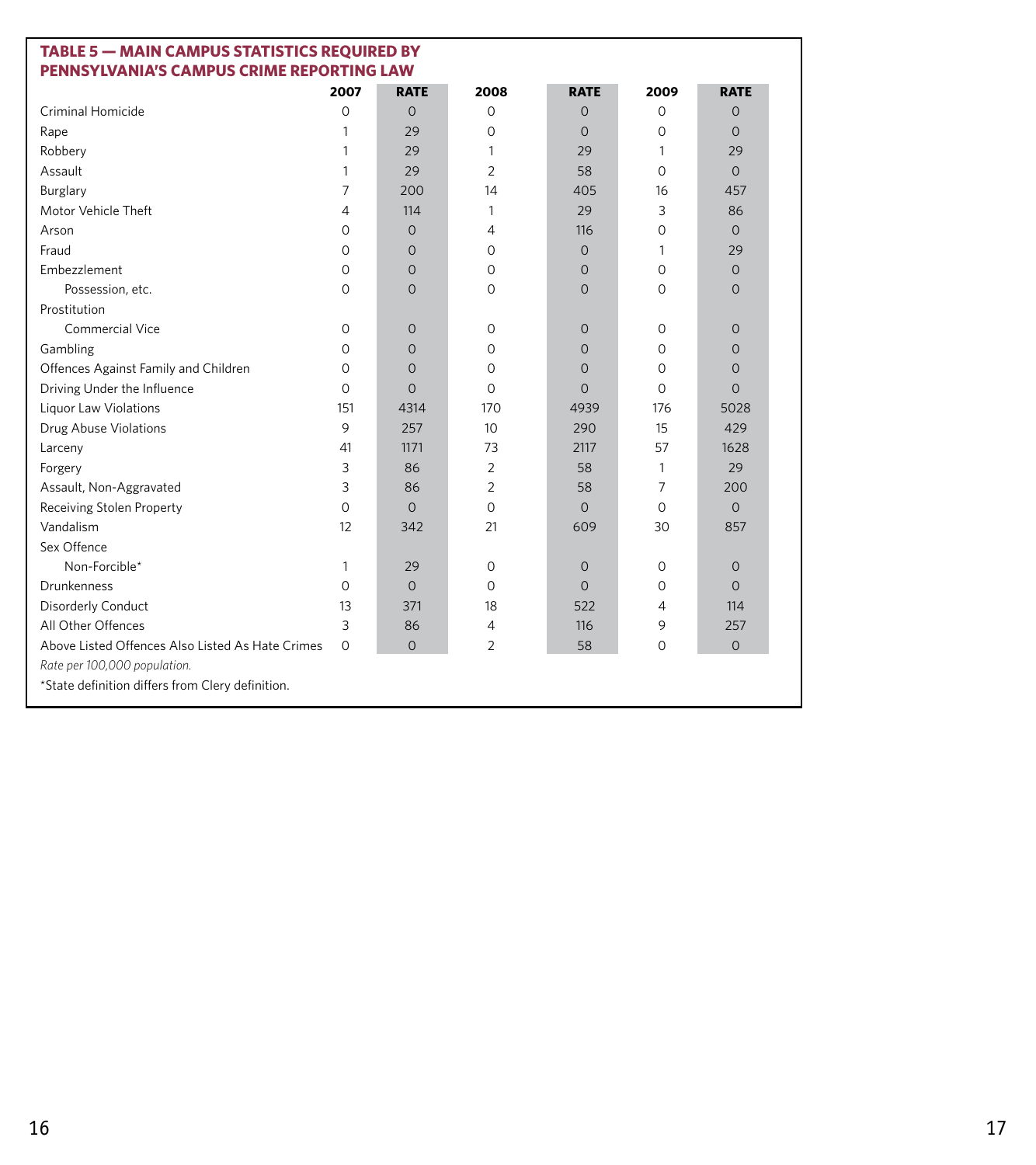## TABLE 5 — MAIN CAMPUS STATISTICS REQUIRED BY PENNSYLVANIA'S CAMPUS CRIME REPORTING LAW

| | 2007 | RATE | 2008 | RATE | 2009 | RATE |
|---|---|---|---|---|---|---|
| Criminal Homicide | 0 | 0 | 0 | 0 | 0 | 0 |
| Rape | 1 | 29 | 0 | 0 | 0 | 0 |
| Robbery | 1 | 29 | 1 | 29 | 1 | 29 |
| Assault | 1 | 29 | 2 | 58 | 0 | 0 |
| Burglary | 7 | 200 | 14 | 405 | 16 | 457 |
| Motor Vehicle Theft | 4 | 114 | 1 | 29 | 3 | 86 |
| Arson | 0 | 0 | 4 | 116 | 0 | 0 |
| Fraud | 0 | 0 | 0 | 0 | 1 | 29 |
| Embezzlement | 0 | 0 | 0 | 0 | 0 | 0 |
| Possession, etc. | 0 | 0 | 0 | 0 | 0 | 0 |
| Prostitution | | | | | | |
| Commercial Vice | 0 | 0 | 0 | 0 | 0 | 0 |
| Gambling | 0 | 0 | 0 | 0 | 0 | 0 |
| Offences Against Family and Children | 0 | 0 | 0 | 0 | 0 | 0 |
| Driving Under the Influence | 0 | 0 | 0 | 0 | 0 | 0 |
| Liquor Law Violations | 151 | 4314 | 170 | 4939 | 176 | 5028 |
| Drug Abuse Violations | 9 | 257 | 10 | 290 | 15 | 429 |
| Larceny | 41 | 1171 | 73 | 2117 | 57 | 1628 |
| Forgery | 3 | 86 | 2 | 58 | 1 | 29 |
| Assault, Non-Aggravated | 3 | 86 | 2 | 58 | 7 | 200 |
| Receiving Stolen Property | 0 | 0 | 0 | 0 | 0 | 0 |
| Vandalism | 12 | 342 | 21 | 609 | 30 | 857 |
| Sex Offence | | | | | | |
| Non-Forcible* | 1 | 29 | 0 | 0 | 0 | 0 |
| Drunkenness | 0 | 0 | 0 | 0 | 0 | 0 |
| Disorderly Conduct | 13 | 371 | 18 | 522 | 4 | 114 |
| All Other Offences | 3 | 86 | 4 | 116 | 9 | 257 |
| Above Listed Offences Also Listed As Hate Crimes | 0 | 0 | 2 | 58 | 0 | 0 |

*Rate per 100,000 population.*

*State definition differs from Clery definition.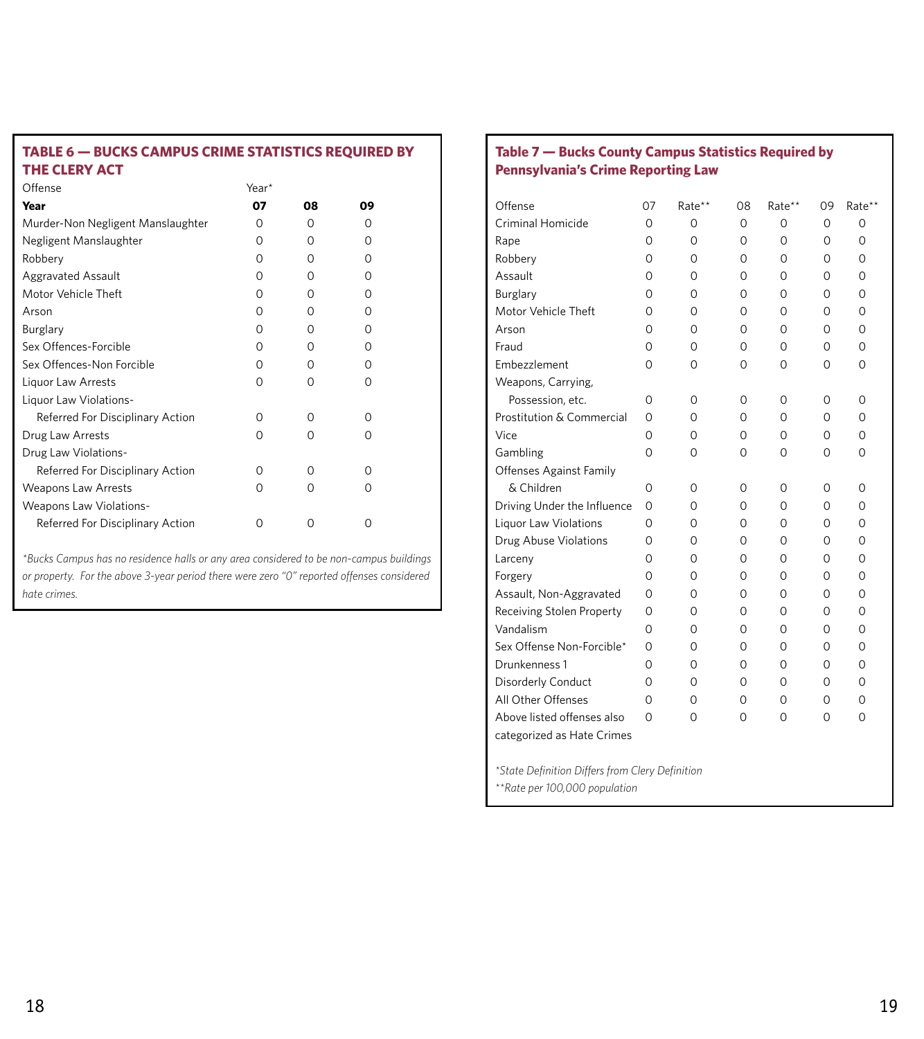## TABLE 6 — BUCKS CAMPUS CRIME STATISTICS REQUIRED BY THE CLERY ACT

| Offense | Year* | | |
|---|---|---|---|
| **Year** | **07** | **08** | **09** |
| Murder-Non Negligent Manslaughter | 0 | 0 | 0 |
| Negligent Manslaughter | 0 | 0 | 0 |
| Robbery | 0 | 0 | 0 |
| Aggravated Assault | 0 | 0 | 0 |
| Motor Vehicle Theft | 0 | 0 | 0 |
| Arson | 0 | 0 | 0 |
| Burglary | 0 | 0 | 0 |
| Sex Offences-Forcible | 0 | 0 | 0 |
| Sex Offences-Non Forcible | 0 | 0 | 0 |
| Liquor Law Arrests | 0 | 0 | 0 |
| Liquor Law Violations- Referred For Disciplinary Action | 0 | 0 | 0 |
| Drug Law Arrests | 0 | 0 | 0 |
| Drug Law Violations- Referred For Disciplinary Action | 0 | 0 | 0 |
| Weapons Law Arrests | 0 | 0 | 0 |
| Weapons Law Violations- Referred For Disciplinary Action | 0 | 0 | 0 |

*\*Bucks Campus has no residence halls or any area considered to be non-campus buildings or property. For the above 3-year period there were zero "0" reported offenses considered hate crimes.*

## Table 7 — Bucks County Campus Statistics Required by Pennsylvania's Crime Reporting Law

| Offense | 07 | Rate** | 08 | Rate** | 09 | Rate** |
|---|---|---|---|---|---|---|
| Criminal Homicide | 0 | 0 | 0 | 0 | 0 | 0 |
| Rape | 0 | 0 | 0 | 0 | 0 | 0 |
| Robbery | 0 | 0 | 0 | 0 | 0 | 0 |
| Assault | 0 | 0 | 0 | 0 | 0 | 0 |
| Burglary | 0 | 0 | 0 | 0 | 0 | 0 |
| Motor Vehicle Theft | 0 | 0 | 0 | 0 | 0 | 0 |
| Arson | 0 | 0 | 0 | 0 | 0 | 0 |
| Fraud | 0 | 0 | 0 | 0 | 0 | 0 |
| Embezzlement | 0 | 0 | 0 | 0 | 0 | 0 |
| Weapons, Carrying, Possession, etc. | 0 | 0 | 0 | 0 | 0 | 0 |
| Prostitution & Commercial | 0 | 0 | 0 | 0 | 0 | 0 |
| Vice | 0 | 0 | 0 | 0 | 0 | 0 |
| Gambling | 0 | 0 | 0 | 0 | 0 | 0 |
| Offenses Against Family & Children | 0 | 0 | 0 | 0 | 0 | 0 |
| Driving Under the Influence | 0 | 0 | 0 | 0 | 0 | 0 |
| Liquor Law Violations | 0 | 0 | 0 | 0 | 0 | 0 |
| Drug Abuse Violations | 0 | 0 | 0 | 0 | 0 | 0 |
| Larceny | 0 | 0 | 0 | 0 | 0 | 0 |
| Forgery | 0 | 0 | 0 | 0 | 0 | 0 |
| Assault, Non-Aggravated | 0 | 0 | 0 | 0 | 0 | 0 |
| Receiving Stolen Property | 0 | 0 | 0 | 0 | 0 | 0 |
| Vandalism | 0 | 0 | 0 | 0 | 0 | 0 |
| Sex Offense Non-Forcible* | 0 | 0 | 0 | 0 | 0 | 0 |
| Drunkenness 1 | 0 | 0 | 0 | 0 | 0 | 0 |
| Disorderly Conduct | 0 | 0 | 0 | 0 | 0 | 0 |
| All Other Offenses | 0 | 0 | 0 | 0 | 0 | 0 |
| Above listed offenses also categorized as Hate Crimes | 0 | 0 | 0 | 0 | 0 | 0 |

*\*State Definition Differs from Clery Definition*

*\*\*Rate per 100,000 population*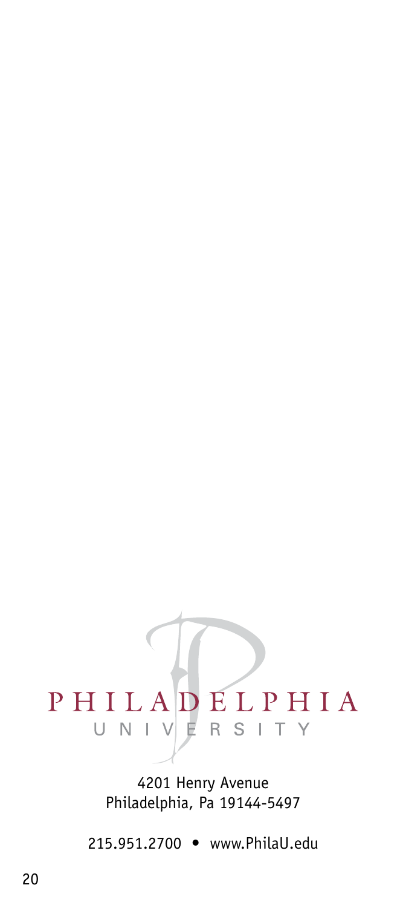PHILADELPHIA
UNIVERSITY

4201 Henry Avenue
Philadelphia, Pa 19144-5497

215.951.2700 • www.PhilaU.edu